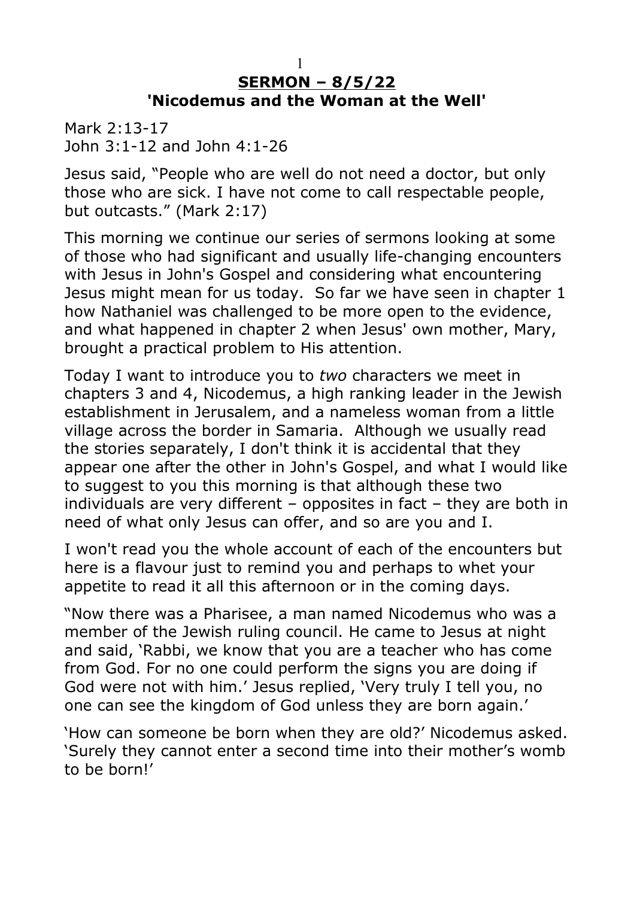# **SERMON – 8/5/22**
# **'Nicodemus and the Woman at the Well'**

Mark 2:13-17
John 3:1-12 and John 4:1-26

Jesus said, "People who are well do not need a doctor, but only those who are sick. I have not come to call respectable people, but outcasts." (Mark 2:17)

This morning we continue our series of sermons looking at some of those who had significant and usually life-changing encounters with Jesus in John's Gospel and considering what encountering Jesus might mean for us today. So far we have seen in chapter 1 how Nathaniel was challenged to be more open to the evidence, and what happened in chapter 2 when Jesus' own mother, Mary, brought a practical problem to His attention.

Today I want to introduce you to *two* characters we meet in chapters 3 and 4, Nicodemus, a high ranking leader in the Jewish establishment in Jerusalem, and a nameless woman from a little village across the border in Samaria. Although we usually read the stories separately, I don't think it is accidental that they appear one after the other in John's Gospel, and what I would like to suggest to you this morning is that although these two individuals are very different – opposites in fact – they are both in need of what only Jesus can offer, and so are you and I.

I won't read you the whole account of each of the encounters but here is a flavour just to remind you and perhaps to whet your appetite to read it all this afternoon or in the coming days.

"Now there was a Pharisee, a man named Nicodemus who was a member of the Jewish ruling council. He came to Jesus at night and said, 'Rabbi, we know that you are a teacher who has come from God. For no one could perform the signs you are doing if God were not with him.' Jesus replied, 'Very truly I tell you, no one can see the kingdom of God unless they are born again.'

'How can someone be born when they are old?' Nicodemus asked. 'Surely they cannot enter a second time into their mother's womb to be born!'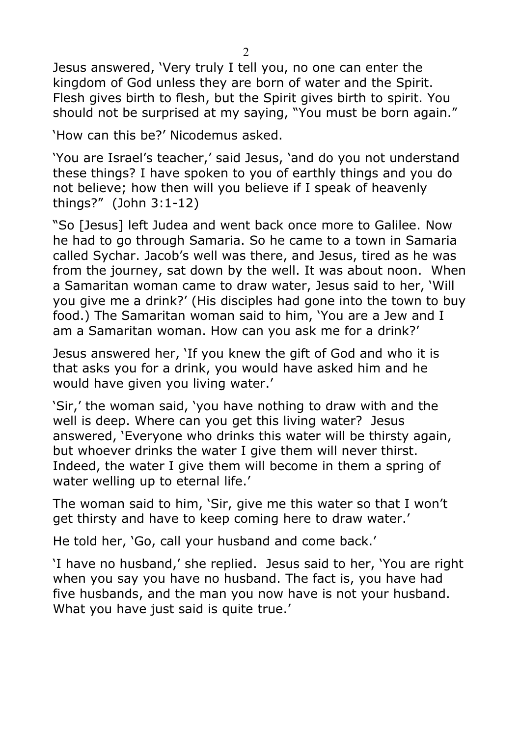Jesus answered, 'Very truly I tell you, no one can enter the kingdom of God unless they are born of water and the Spirit. Flesh gives birth to flesh, but the Spirit gives birth to spirit. You should not be surprised at my saying, "You must be born again."

'How can this be?' Nicodemus asked.

'You are Israel's teacher,' said Jesus, 'and do you not understand these things? I have spoken to you of earthly things and you do not believe; how then will you believe if I speak of heavenly things?" (John 3:1-12)

"So [Jesus] left Judea and went back once more to Galilee. Now he had to go through Samaria. So he came to a town in Samaria called Sychar. Jacob's well was there, and Jesus, tired as he was from the journey, sat down by the well. It was about noon. When a Samaritan woman came to draw water, Jesus said to her, 'Will you give me a drink?' (His disciples had gone into the town to buy food.) The Samaritan woman said to him, 'You are a Jew and I am a Samaritan woman. How can you ask me for a drink?'

Jesus answered her, 'If you knew the gift of God and who it is that asks you for a drink, you would have asked him and he would have given you living water.'

'Sir,' the woman said, 'you have nothing to draw with and the well is deep. Where can you get this living water? Jesus answered, 'Everyone who drinks this water will be thirsty again, but whoever drinks the water I give them will never thirst. Indeed, the water I give them will become in them a spring of water welling up to eternal life.'

The woman said to him, 'Sir, give me this water so that I won't get thirsty and have to keep coming here to draw water.'

He told her, 'Go, call your husband and come back.'

'I have no husband,' she replied. Jesus said to her, 'You are right when you say you have no husband. The fact is, you have had five husbands, and the man you now have is not your husband. What you have just said is quite true.'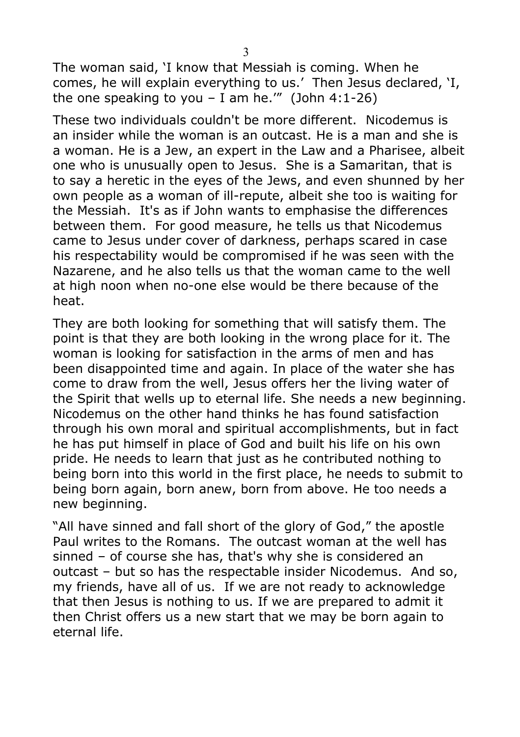The woman said, 'I know that Messiah is coming. When he comes, he will explain everything to us.' Then Jesus declared, 'I, the one speaking to you – I am he.'" (John 4:1-26)

These two individuals couldn't be more different. Nicodemus is an insider while the woman is an outcast. He is a man and she is a woman. He is a Jew, an expert in the Law and a Pharisee, albeit one who is unusually open to Jesus. She is a Samaritan, that is to say a heretic in the eyes of the Jews, and even shunned by her own people as a woman of ill-repute, albeit she too is waiting for the Messiah. It's as if John wants to emphasise the differences between them. For good measure, he tells us that Nicodemus came to Jesus under cover of darkness, perhaps scared in case his respectability would be compromised if he was seen with the Nazarene, and he also tells us that the woman came to the well at high noon when no-one else would be there because of the heat.

They are both looking for something that will satisfy them. The point is that they are both looking in the wrong place for it. The woman is looking for satisfaction in the arms of men and has been disappointed time and again. In place of the water she has come to draw from the well, Jesus offers her the living water of the Spirit that wells up to eternal life. She needs a new beginning. Nicodemus on the other hand thinks he has found satisfaction through his own moral and spiritual accomplishments, but in fact he has put himself in place of God and built his life on his own pride. He needs to learn that just as he contributed nothing to being born into this world in the first place, he needs to submit to being born again, born anew, born from above. He too needs a new beginning.

"All have sinned and fall short of the glory of God," the apostle Paul writes to the Romans. The outcast woman at the well has sinned – of course she has, that's why she is considered an outcast – but so has the respectable insider Nicodemus. And so, my friends, have all of us. If we are not ready to acknowledge that then Jesus is nothing to us. If we are prepared to admit it then Christ offers us a new start that we may be born again to eternal life.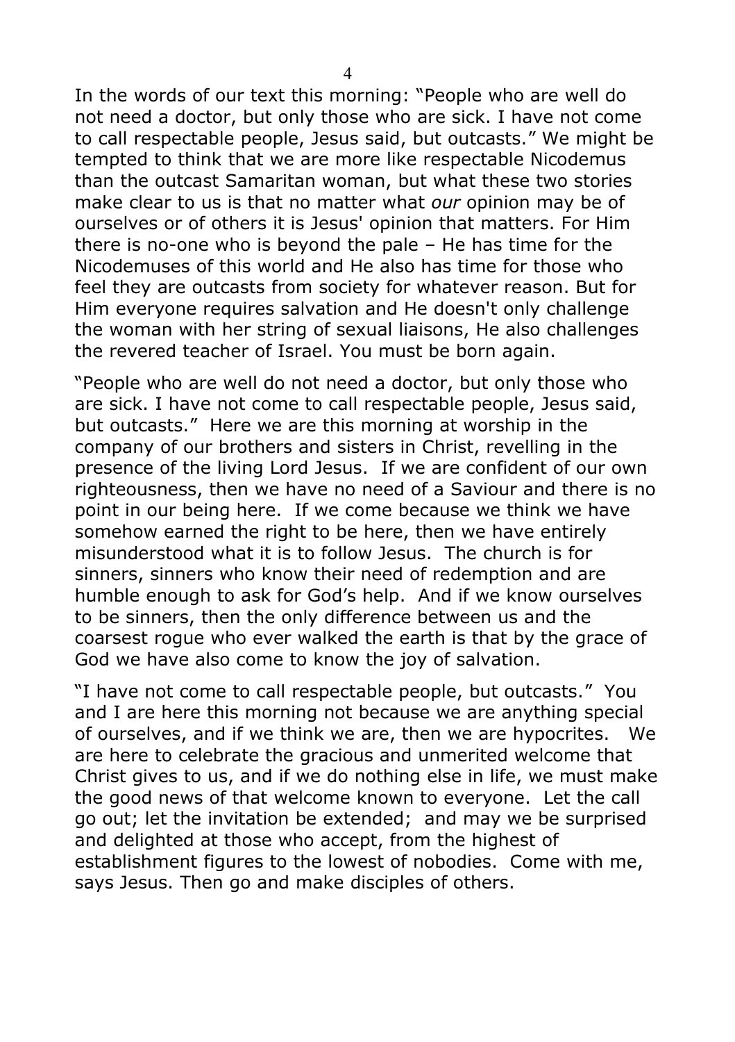In the words of our text this morning: "People who are well do not need a doctor, but only those who are sick. I have not come to call respectable people, Jesus said, but outcasts." We might be tempted to think that we are more like respectable Nicodemus than the outcast Samaritan woman, but what these two stories make clear to us is that no matter what *our* opinion may be of ourselves or of others it is Jesus' opinion that matters. For Him there is no-one who is beyond the pale – He has time for the Nicodemuses of this world and He also has time for those who feel they are outcasts from society for whatever reason. But for Him everyone requires salvation and He doesn't only challenge the woman with her string of sexual liaisons, He also challenges the revered teacher of Israel. You must be born again.

"People who are well do not need a doctor, but only those who are sick. I have not come to call respectable people, Jesus said, but outcasts." Here we are this morning at worship in the company of our brothers and sisters in Christ, revelling in the presence of the living Lord Jesus. If we are confident of our own righteousness, then we have no need of a Saviour and there is no point in our being here. If we come because we think we have somehow earned the right to be here, then we have entirely misunderstood what it is to follow Jesus. The church is for sinners, sinners who know their need of redemption and are humble enough to ask for God's help. And if we know ourselves to be sinners, then the only difference between us and the coarsest rogue who ever walked the earth is that by the grace of God we have also come to know the joy of salvation.

"I have not come to call respectable people, but outcasts." You and I are here this morning not because we are anything special of ourselves, and if we think we are, then we are hypocrites. We are here to celebrate the gracious and unmerited welcome that Christ gives to us, and if we do nothing else in life, we must make the good news of that welcome known to everyone. Let the call go out; let the invitation be extended; and may we be surprised and delighted at those who accept, from the highest of establishment figures to the lowest of nobodies. Come with me, says Jesus. Then go and make disciples of others.